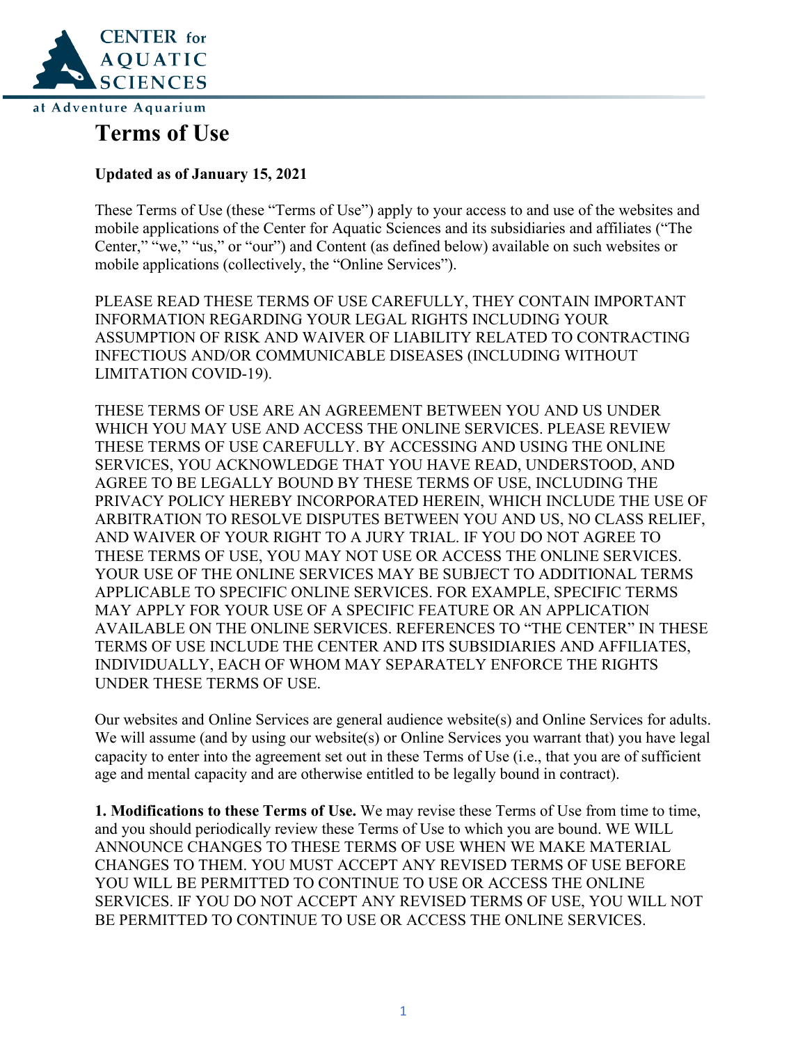CENTER for AQUATIC SCIENCES

at Adventure Aquarium

# Terms of Use

**Updated as of January 15, 2021**

These Terms of Use (these "Terms of Use") apply to your access to and use of the websites and mobile applications of the Center for Aquatic Sciences and its subsidiaries and affiliates ("The Center," "we," "us," or "our") and Content (as defined below) available on such websites or mobile applications (collectively, the "Online Services").

PLEASE READ THESE TERMS OF USE CAREFULLY, THEY CONTAIN IMPORTANT INFORMATION REGARDING YOUR LEGAL RIGHTS INCLUDING YOUR ASSUMPTION OF RISK AND WAIVER OF LIABILITY RELATED TO CONTRACTING INFECTIOUS AND/OR COMMUNICABLE DISEASES (INCLUDING WITHOUT LIMITATION COVID-19).

THESE TERMS OF USE ARE AN AGREEMENT BETWEEN YOU AND US UNDER WHICH YOU MAY USE AND ACCESS THE ONLINE SERVICES. PLEASE REVIEW THESE TERMS OF USE CAREFULLY. BY ACCESSING AND USING THE ONLINE SERVICES, YOU ACKNOWLEDGE THAT YOU HAVE READ, UNDERSTOOD, AND AGREE TO BE LEGALLY BOUND BY THESE TERMS OF USE, INCLUDING THE PRIVACY POLICY HEREBY INCORPORATED HEREIN, WHICH INCLUDE THE USE OF ARBITRATION TO RESOLVE DISPUTES BETWEEN YOU AND US, NO CLASS RELIEF, AND WAIVER OF YOUR RIGHT TO A JURY TRIAL. IF YOU DO NOT AGREE TO THESE TERMS OF USE, YOU MAY NOT USE OR ACCESS THE ONLINE SERVICES. YOUR USE OF THE ONLINE SERVICES MAY BE SUBJECT TO ADDITIONAL TERMS APPLICABLE TO SPECIFIC ONLINE SERVICES. FOR EXAMPLE, SPECIFIC TERMS MAY APPLY FOR YOUR USE OF A SPECIFIC FEATURE OR AN APPLICATION AVAILABLE ON THE ONLINE SERVICES. REFERENCES TO "THE CENTER" IN THESE TERMS OF USE INCLUDE THE CENTER AND ITS SUBSIDIARIES AND AFFILIATES, INDIVIDUALLY, EACH OF WHOM MAY SEPARATELY ENFORCE THE RIGHTS UNDER THESE TERMS OF USE.

Our websites and Online Services are general audience website(s) and Online Services for adults. We will assume (and by using our website(s) or Online Services you warrant that) you have legal capacity to enter into the agreement set out in these Terms of Use (i.e., that you are of sufficient age and mental capacity and are otherwise entitled to be legally bound in contract).

**1. Modifications to these Terms of Use.** We may revise these Terms of Use from time to time, and you should periodically review these Terms of Use to which you are bound. WE WILL ANNOUNCE CHANGES TO THESE TERMS OF USE WHEN WE MAKE MATERIAL CHANGES TO THEM. YOU MUST ACCEPT ANY REVISED TERMS OF USE BEFORE YOU WILL BE PERMITTED TO CONTINUE TO USE OR ACCESS THE ONLINE SERVICES. IF YOU DO NOT ACCEPT ANY REVISED TERMS OF USE, YOU WILL NOT BE PERMITTED TO CONTINUE TO USE OR ACCESS THE ONLINE SERVICES.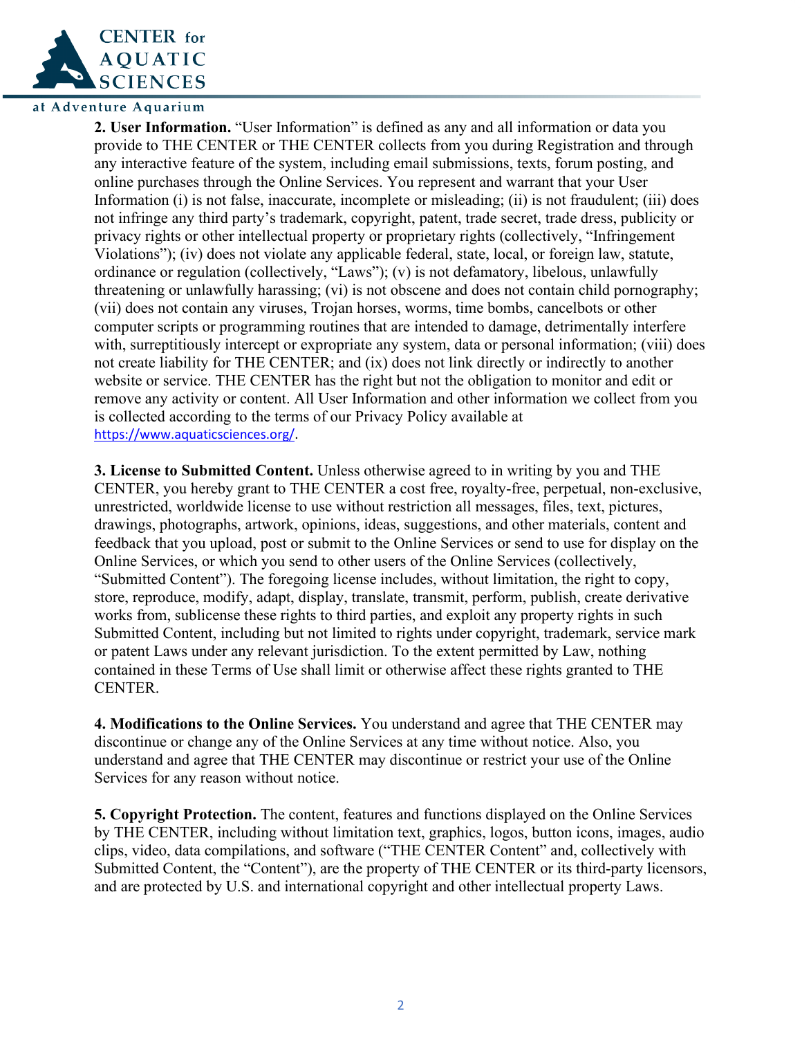**2. User Information.** "User Information" is defined as any and all information or data you provide to THE CENTER or THE CENTER collects from you during Registration and through any interactive feature of the system, including email submissions, texts, forum posting, and online purchases through the Online Services. You represent and warrant that your User Information (i) is not false, inaccurate, incomplete or misleading; (ii) is not fraudulent; (iii) does not infringe any third party's trademark, copyright, patent, trade secret, trade dress, publicity or privacy rights or other intellectual property or proprietary rights (collectively, "Infringement Violations"); (iv) does not violate any applicable federal, state, local, or foreign law, statute, ordinance or regulation (collectively, "Laws"); (v) is not defamatory, libelous, unlawfully threatening or unlawfully harassing; (vi) is not obscene and does not contain child pornography; (vii) does not contain any viruses, Trojan horses, worms, time bombs, cancelbots or other computer scripts or programming routines that are intended to damage, detrimentally interfere with, surreptitiously intercept or expropriate any system, data or personal information; (viii) does not create liability for THE CENTER; and (ix) does not link directly or indirectly to another website or service. THE CENTER has the right but not the obligation to monitor and edit or remove any activity or content. All User Information and other information we collect from you is collected according to the terms of our Privacy Policy available at https://www.aquaticsciences.org/.

**3. License to Submitted Content.** Unless otherwise agreed to in writing by you and THE CENTER, you hereby grant to THE CENTER a cost free, royalty-free, perpetual, non-exclusive, unrestricted, worldwide license to use without restriction all messages, files, text, pictures, drawings, photographs, artwork, opinions, ideas, suggestions, and other materials, content and feedback that you upload, post or submit to the Online Services or send to use for display on the Online Services, or which you send to other users of the Online Services (collectively, "Submitted Content"). The foregoing license includes, without limitation, the right to copy, store, reproduce, modify, adapt, display, translate, transmit, perform, publish, create derivative works from, sublicense these rights to third parties, and exploit any property rights in such Submitted Content, including but not limited to rights under copyright, trademark, service mark or patent Laws under any relevant jurisdiction. To the extent permitted by Law, nothing contained in these Terms of Use shall limit or otherwise affect these rights granted to THE CENTER.

**4. Modifications to the Online Services.** You understand and agree that THE CENTER may discontinue or change any of the Online Services at any time without notice. Also, you understand and agree that THE CENTER may discontinue or restrict your use of the Online Services for any reason without notice.

**5. Copyright Protection.** The content, features and functions displayed on the Online Services by THE CENTER, including without limitation text, graphics, logos, button icons, images, audio clips, video, data compilations, and software ("THE CENTER Content" and, collectively with Submitted Content, the "Content"), are the property of THE CENTER or its third-party licensors, and are protected by U.S. and international copyright and other intellectual property Laws.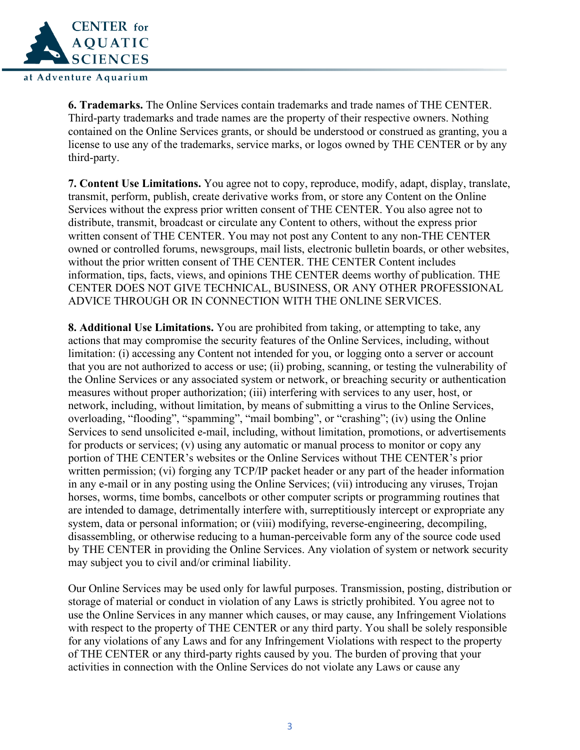**6. Trademarks.** The Online Services contain trademarks and trade names of THE CENTER. Third-party trademarks and trade names are the property of their respective owners. Nothing contained on the Online Services grants, or should be understood or construed as granting, you a license to use any of the trademarks, service marks, or logos owned by THE CENTER or by any third-party.

**7. Content Use Limitations.** You agree not to copy, reproduce, modify, adapt, display, translate, transmit, perform, publish, create derivative works from, or store any Content on the Online Services without the express prior written consent of THE CENTER. You also agree not to distribute, transmit, broadcast or circulate any Content to others, without the express prior written consent of THE CENTER. You may not post any Content to any non-THE CENTER owned or controlled forums, newsgroups, mail lists, electronic bulletin boards, or other websites, without the prior written consent of THE CENTER. THE CENTER Content includes information, tips, facts, views, and opinions THE CENTER deems worthy of publication. THE CENTER DOES NOT GIVE TECHNICAL, BUSINESS, OR ANY OTHER PROFESSIONAL ADVICE THROUGH OR IN CONNECTION WITH THE ONLINE SERVICES.

**8. Additional Use Limitations.** You are prohibited from taking, or attempting to take, any actions that may compromise the security features of the Online Services, including, without limitation: (i) accessing any Content not intended for you, or logging onto a server or account that you are not authorized to access or use; (ii) probing, scanning, or testing the vulnerability of the Online Services or any associated system or network, or breaching security or authentication measures without proper authorization; (iii) interfering with services to any user, host, or network, including, without limitation, by means of submitting a virus to the Online Services, overloading, "flooding", "spamming", "mail bombing", or "crashing"; (iv) using the Online Services to send unsolicited e-mail, including, without limitation, promotions, or advertisements for products or services; (v) using any automatic or manual process to monitor or copy any portion of THE CENTER's websites or the Online Services without THE CENTER's prior written permission; (vi) forging any TCP/IP packet header or any part of the header information in any e-mail or in any posting using the Online Services; (vii) introducing any viruses, Trojan horses, worms, time bombs, cancelbots or other computer scripts or programming routines that are intended to damage, detrimentally interfere with, surreptitiously intercept or expropriate any system, data or personal information; or (viii) modifying, reverse-engineering, decompiling, disassembling, or otherwise reducing to a human-perceivable form any of the source code used by THE CENTER in providing the Online Services. Any violation of system or network security may subject you to civil and/or criminal liability.

Our Online Services may be used only for lawful purposes. Transmission, posting, distribution or storage of material or conduct in violation of any Laws is strictly prohibited. You agree not to use the Online Services in any manner which causes, or may cause, any Infringement Violations with respect to the property of THE CENTER or any third party. You shall be solely responsible for any violations of any Laws and for any Infringement Violations with respect to the property of THE CENTER or any third-party rights caused by you. The burden of proving that your activities in connection with the Online Services do not violate any Laws or cause any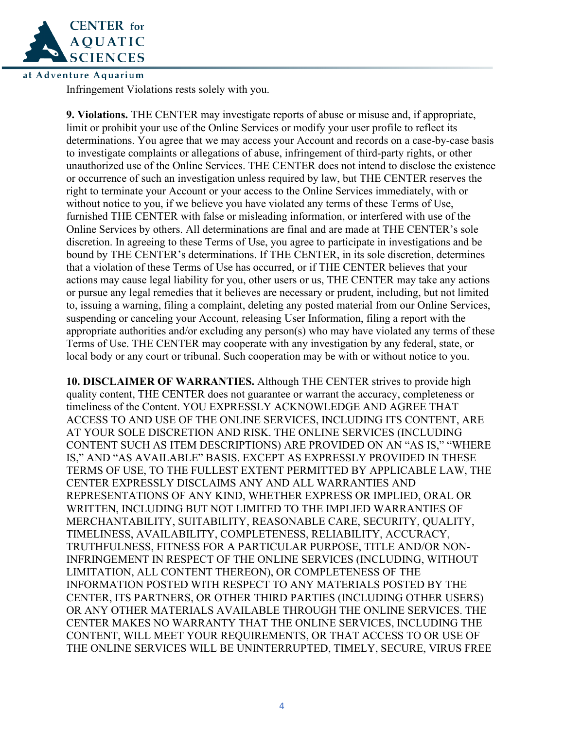Infringement Violations rests solely with you.

**9. Violations.** THE CENTER may investigate reports of abuse or misuse and, if appropriate, limit or prohibit your use of the Online Services or modify your user profile to reflect its determinations. You agree that we may access your Account and records on a case-by-case basis to investigate complaints or allegations of abuse, infringement of third-party rights, or other unauthorized use of the Online Services. THE CENTER does not intend to disclose the existence or occurrence of such an investigation unless required by law, but THE CENTER reserves the right to terminate your Account or your access to the Online Services immediately, with or without notice to you, if we believe you have violated any terms of these Terms of Use, furnished THE CENTER with false or misleading information, or interfered with use of the Online Services by others. All determinations are final and are made at THE CENTER's sole discretion. In agreeing to these Terms of Use, you agree to participate in investigations and be bound by THE CENTER's determinations. If THE CENTER, in its sole discretion, determines that a violation of these Terms of Use has occurred, or if THE CENTER believes that your actions may cause legal liability for you, other users or us, THE CENTER may take any actions or pursue any legal remedies that it believes are necessary or prudent, including, but not limited to, issuing a warning, filing a complaint, deleting any posted material from our Online Services, suspending or canceling your Account, releasing User Information, filing a report with the appropriate authorities and/or excluding any person(s) who may have violated any terms of these Terms of Use. THE CENTER may cooperate with any investigation by any federal, state, or local body or any court or tribunal. Such cooperation may be with or without notice to you.

**10. DISCLAIMER OF WARRANTIES.** Although THE CENTER strives to provide high quality content, THE CENTER does not guarantee or warrant the accuracy, completeness or timeliness of the Content. YOU EXPRESSLY ACKNOWLEDGE AND AGREE THAT ACCESS TO AND USE OF THE ONLINE SERVICES, INCLUDING ITS CONTENT, ARE AT YOUR SOLE DISCRETION AND RISK. THE ONLINE SERVICES (INCLUDING CONTENT SUCH AS ITEM DESCRIPTIONS) ARE PROVIDED ON AN "AS IS," "WHERE IS," AND "AS AVAILABLE" BASIS. EXCEPT AS EXPRESSLY PROVIDED IN THESE TERMS OF USE, TO THE FULLEST EXTENT PERMITTED BY APPLICABLE LAW, THE CENTER EXPRESSLY DISCLAIMS ANY AND ALL WARRANTIES AND REPRESENTATIONS OF ANY KIND, WHETHER EXPRESS OR IMPLIED, ORAL OR WRITTEN, INCLUDING BUT NOT LIMITED TO THE IMPLIED WARRANTIES OF MERCHANTABILITY, SUITABILITY, REASONABLE CARE, SECURITY, QUALITY, TIMELINESS, AVAILABILITY, COMPLETENESS, RELIABILITY, ACCURACY, TRUTHFULNESS, FITNESS FOR A PARTICULAR PURPOSE, TITLE AND/OR NON-INFRINGEMENT IN RESPECT OF THE ONLINE SERVICES (INCLUDING, WITHOUT LIMITATION, ALL CONTENT THEREON), OR COMPLETENESS OF THE INFORMATION POSTED WITH RESPECT TO ANY MATERIALS POSTED BY THE CENTER, ITS PARTNERS, OR OTHER THIRD PARTIES (INCLUDING OTHER USERS) OR ANY OTHER MATERIALS AVAILABLE THROUGH THE ONLINE SERVICES. THE CENTER MAKES NO WARRANTY THAT THE ONLINE SERVICES, INCLUDING THE CONTENT, WILL MEET YOUR REQUIREMENTS, OR THAT ACCESS TO OR USE OF THE ONLINE SERVICES WILL BE UNINTERRUPTED, TIMELY, SECURE, VIRUS FREE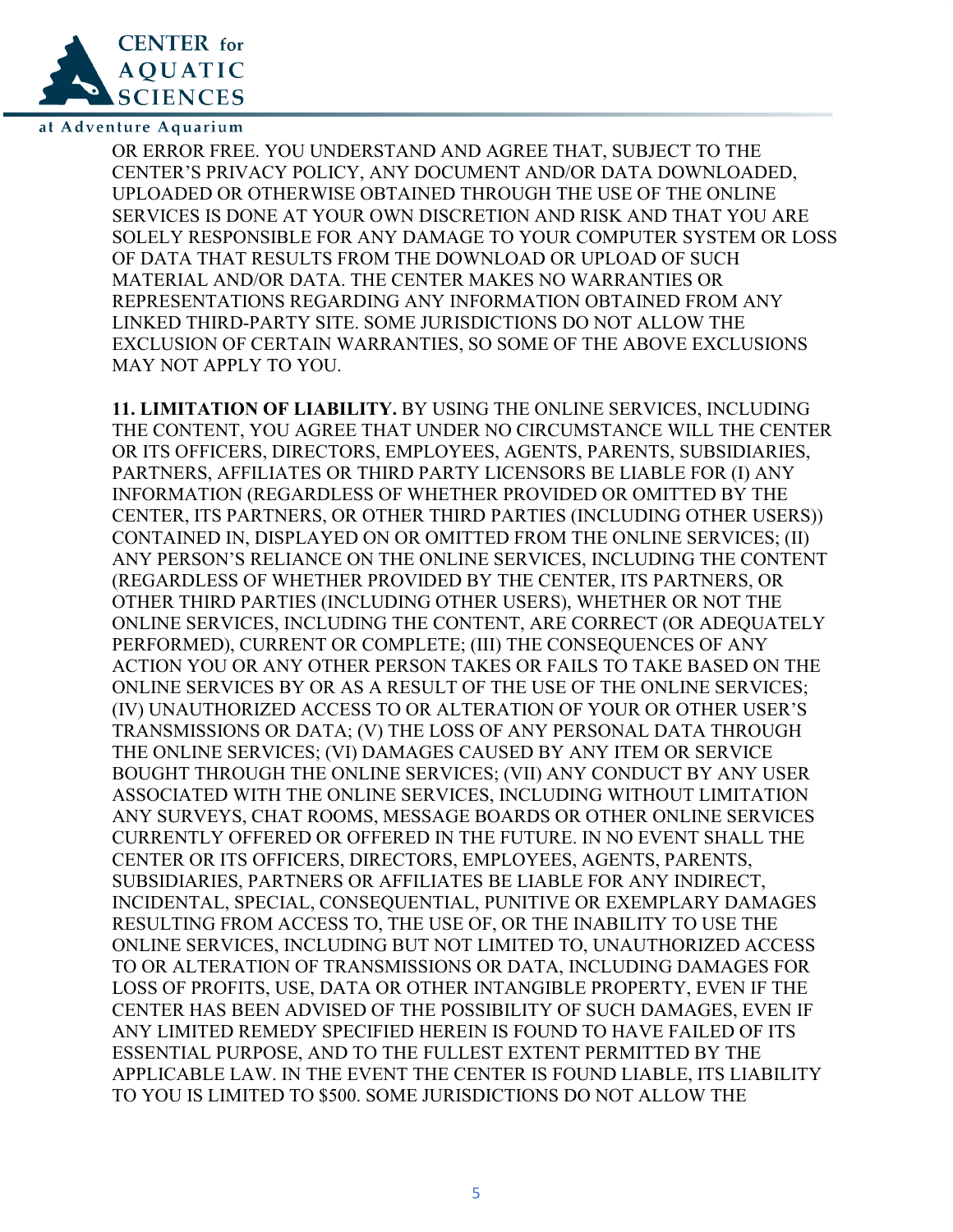OR ERROR FREE. YOU UNDERSTAND AND AGREE THAT, SUBJECT TO THE CENTER'S PRIVACY POLICY, ANY DOCUMENT AND/OR DATA DOWNLOADED, UPLOADED OR OTHERWISE OBTAINED THROUGH THE USE OF THE ONLINE SERVICES IS DONE AT YOUR OWN DISCRETION AND RISK AND THAT YOU ARE SOLELY RESPONSIBLE FOR ANY DAMAGE TO YOUR COMPUTER SYSTEM OR LOSS OF DATA THAT RESULTS FROM THE DOWNLOAD OR UPLOAD OF SUCH MATERIAL AND/OR DATA. THE CENTER MAKES NO WARRANTIES OR REPRESENTATIONS REGARDING ANY INFORMATION OBTAINED FROM ANY LINKED THIRD-PARTY SITE. SOME JURISDICTIONS DO NOT ALLOW THE EXCLUSION OF CERTAIN WARRANTIES, SO SOME OF THE ABOVE EXCLUSIONS MAY NOT APPLY TO YOU.

**11. LIMITATION OF LIABILITY.** BY USING THE ONLINE SERVICES, INCLUDING THE CONTENT, YOU AGREE THAT UNDER NO CIRCUMSTANCE WILL THE CENTER OR ITS OFFICERS, DIRECTORS, EMPLOYEES, AGENTS, PARENTS, SUBSIDIARIES, PARTNERS, AFFILIATES OR THIRD PARTY LICENSORS BE LIABLE FOR (I) ANY INFORMATION (REGARDLESS OF WHETHER PROVIDED OR OMITTED BY THE CENTER, ITS PARTNERS, OR OTHER THIRD PARTIES (INCLUDING OTHER USERS)) CONTAINED IN, DISPLAYED ON OR OMITTED FROM THE ONLINE SERVICES; (II) ANY PERSON'S RELIANCE ON THE ONLINE SERVICES, INCLUDING THE CONTENT (REGARDLESS OF WHETHER PROVIDED BY THE CENTER, ITS PARTNERS, OR OTHER THIRD PARTIES (INCLUDING OTHER USERS), WHETHER OR NOT THE ONLINE SERVICES, INCLUDING THE CONTENT, ARE CORRECT (OR ADEQUATELY PERFORMED), CURRENT OR COMPLETE; (III) THE CONSEQUENCES OF ANY ACTION YOU OR ANY OTHER PERSON TAKES OR FAILS TO TAKE BASED ON THE ONLINE SERVICES BY OR AS A RESULT OF THE USE OF THE ONLINE SERVICES; (IV) UNAUTHORIZED ACCESS TO OR ALTERATION OF YOUR OR OTHER USER'S TRANSMISSIONS OR DATA; (V) THE LOSS OF ANY PERSONAL DATA THROUGH THE ONLINE SERVICES; (VI) DAMAGES CAUSED BY ANY ITEM OR SERVICE BOUGHT THROUGH THE ONLINE SERVICES; (VII) ANY CONDUCT BY ANY USER ASSOCIATED WITH THE ONLINE SERVICES, INCLUDING WITHOUT LIMITATION ANY SURVEYS, CHAT ROOMS, MESSAGE BOARDS OR OTHER ONLINE SERVICES CURRENTLY OFFERED OR OFFERED IN THE FUTURE. IN NO EVENT SHALL THE CENTER OR ITS OFFICERS, DIRECTORS, EMPLOYEES, AGENTS, PARENTS, SUBSIDIARIES, PARTNERS OR AFFILIATES BE LIABLE FOR ANY INDIRECT, INCIDENTAL, SPECIAL, CONSEQUENTIAL, PUNITIVE OR EXEMPLARY DAMAGES RESULTING FROM ACCESS TO, THE USE OF, OR THE INABILITY TO USE THE ONLINE SERVICES, INCLUDING BUT NOT LIMITED TO, UNAUTHORIZED ACCESS TO OR ALTERATION OF TRANSMISSIONS OR DATA, INCLUDING DAMAGES FOR LOSS OF PROFITS, USE, DATA OR OTHER INTANGIBLE PROPERTY, EVEN IF THE CENTER HAS BEEN ADVISED OF THE POSSIBILITY OF SUCH DAMAGES, EVEN IF ANY LIMITED REMEDY SPECIFIED HEREIN IS FOUND TO HAVE FAILED OF ITS ESSENTIAL PURPOSE, AND TO THE FULLEST EXTENT PERMITTED BY THE APPLICABLE LAW. IN THE EVENT THE CENTER IS FOUND LIABLE, ITS LIABILITY TO YOU IS LIMITED TO $500. SOME JURISDICTIONS DO NOT ALLOW THE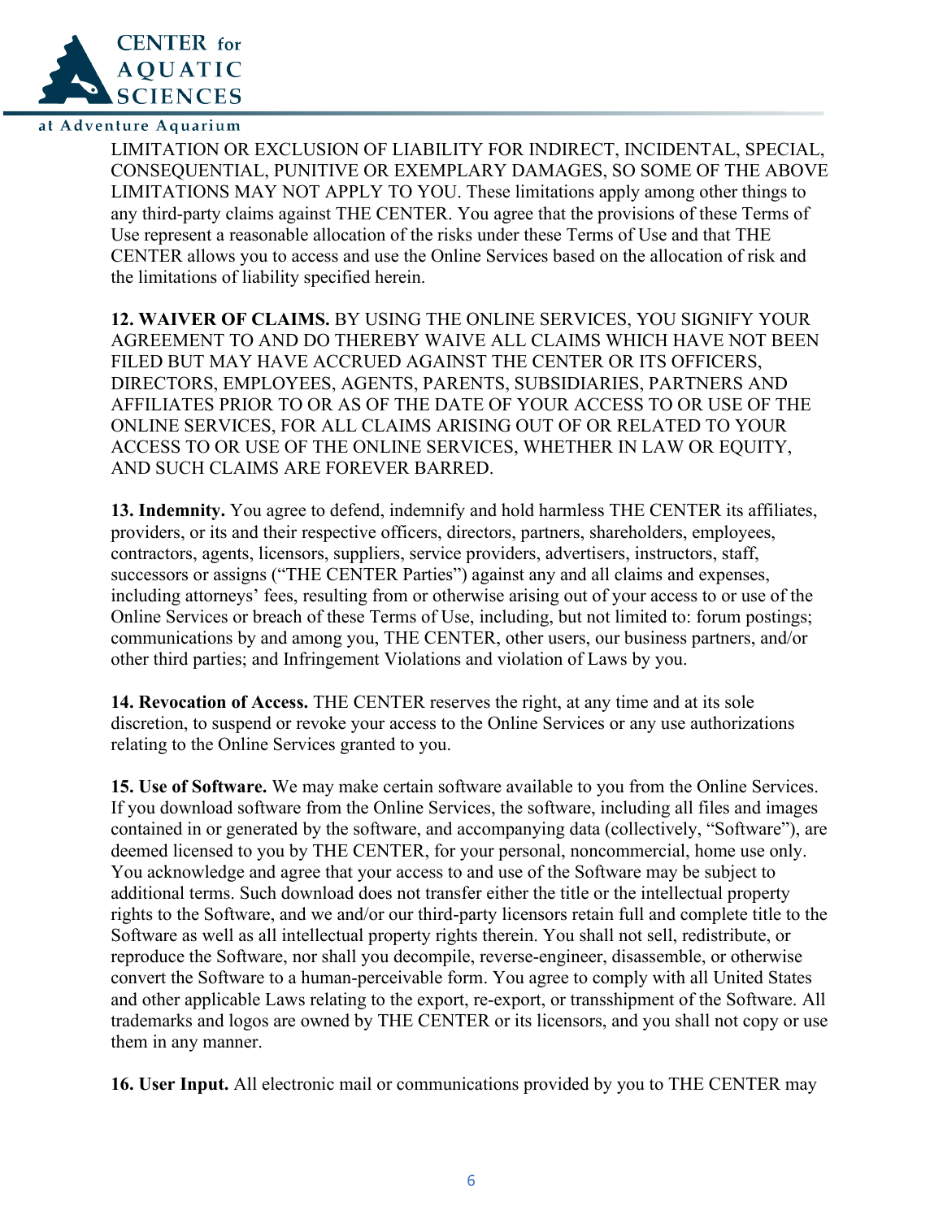LIMITATION OR EXCLUSION OF LIABILITY FOR INDIRECT, INCIDENTAL, SPECIAL, CONSEQUENTIAL, PUNITIVE OR EXEMPLARY DAMAGES, SO SOME OF THE ABOVE LIMITATIONS MAY NOT APPLY TO YOU. These limitations apply among other things to any third-party claims against THE CENTER. You agree that the provisions of these Terms of Use represent a reasonable allocation of the risks under these Terms of Use and that THE CENTER allows you to access and use the Online Services based on the allocation of risk and the limitations of liability specified herein.

**12. WAIVER OF CLAIMS.** BY USING THE ONLINE SERVICES, YOU SIGNIFY YOUR AGREEMENT TO AND DO THEREBY WAIVE ALL CLAIMS WHICH HAVE NOT BEEN FILED BUT MAY HAVE ACCRUED AGAINST THE CENTER OR ITS OFFICERS, DIRECTORS, EMPLOYEES, AGENTS, PARENTS, SUBSIDIARIES, PARTNERS AND AFFILIATES PRIOR TO OR AS OF THE DATE OF YOUR ACCESS TO OR USE OF THE ONLINE SERVICES, FOR ALL CLAIMS ARISING OUT OF OR RELATED TO YOUR ACCESS TO OR USE OF THE ONLINE SERVICES, WHETHER IN LAW OR EQUITY, AND SUCH CLAIMS ARE FOREVER BARRED.

**13. Indemnity.** You agree to defend, indemnify and hold harmless THE CENTER its affiliates, providers, or its and their respective officers, directors, partners, shareholders, employees, contractors, agents, licensors, suppliers, service providers, advertisers, instructors, staff, successors or assigns ("THE CENTER Parties") against any and all claims and expenses, including attorneys' fees, resulting from or otherwise arising out of your access to or use of the Online Services or breach of these Terms of Use, including, but not limited to: forum postings; communications by and among you, THE CENTER, other users, our business partners, and/or other third parties; and Infringement Violations and violation of Laws by you.

**14. Revocation of Access.** THE CENTER reserves the right, at any time and at its sole discretion, to suspend or revoke your access to the Online Services or any use authorizations relating to the Online Services granted to you.

**15. Use of Software.** We may make certain software available to you from the Online Services. If you download software from the Online Services, the software, including all files and images contained in or generated by the software, and accompanying data (collectively, "Software"), are deemed licensed to you by THE CENTER, for your personal, noncommercial, home use only. You acknowledge and agree that your access to and use of the Software may be subject to additional terms. Such download does not transfer either the title or the intellectual property rights to the Software, and we and/or our third-party licensors retain full and complete title to the Software as well as all intellectual property rights therein. You shall not sell, redistribute, or reproduce the Software, nor shall you decompile, reverse-engineer, disassemble, or otherwise convert the Software to a human-perceivable form. You agree to comply with all United States and other applicable Laws relating to the export, re-export, or transshipment of the Software. All trademarks and logos are owned by THE CENTER or its licensors, and you shall not copy or use them in any manner.

**16. User Input.** All electronic mail or communications provided by you to THE CENTER may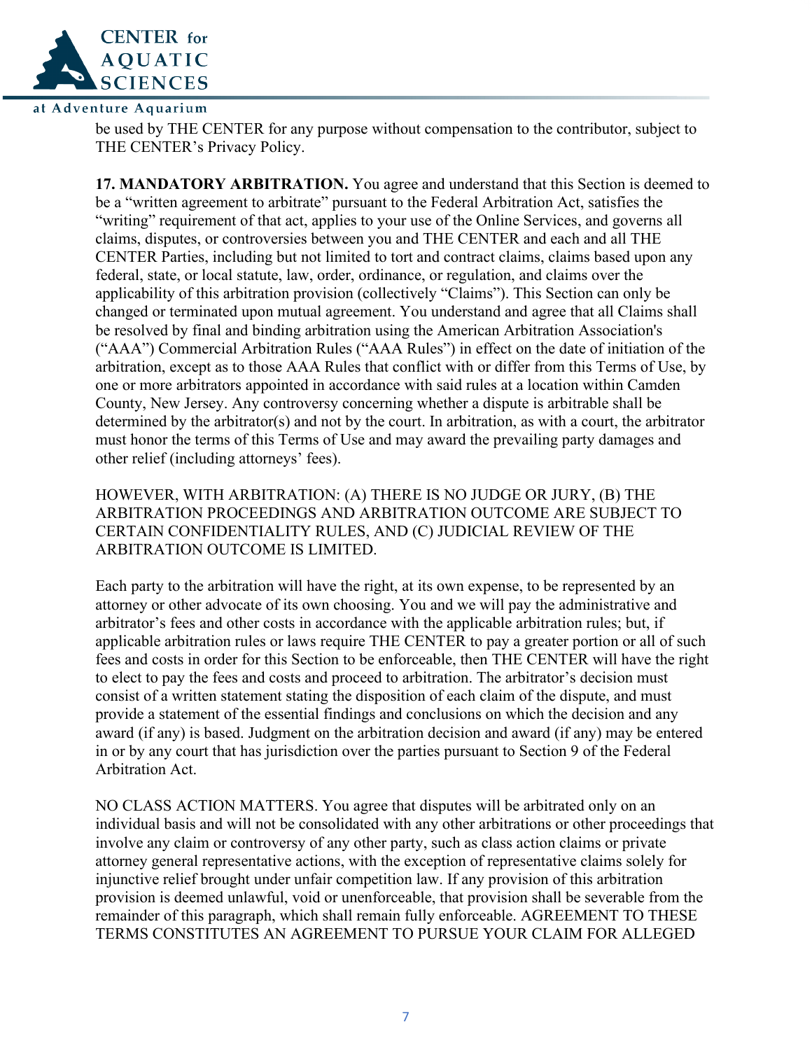be used by THE CENTER for any purpose without compensation to the contributor, subject to THE CENTER's Privacy Policy.

**17. MANDATORY ARBITRATION.** You agree and understand that this Section is deemed to be a "written agreement to arbitrate" pursuant to the Federal Arbitration Act, satisfies the "writing" requirement of that act, applies to your use of the Online Services, and governs all claims, disputes, or controversies between you and THE CENTER and each and all THE CENTER Parties, including but not limited to tort and contract claims, claims based upon any federal, state, or local statute, law, order, ordinance, or regulation, and claims over the applicability of this arbitration provision (collectively "Claims"). This Section can only be changed or terminated upon mutual agreement. You understand and agree that all Claims shall be resolved by final and binding arbitration using the American Arbitration Association's ("AAA") Commercial Arbitration Rules ("AAA Rules") in effect on the date of initiation of the arbitration, except as to those AAA Rules that conflict with or differ from this Terms of Use, by one or more arbitrators appointed in accordance with said rules at a location within Camden County, New Jersey. Any controversy concerning whether a dispute is arbitrable shall be determined by the arbitrator(s) and not by the court. In arbitration, as with a court, the arbitrator must honor the terms of this Terms of Use and may award the prevailing party damages and other relief (including attorneys' fees).

HOWEVER, WITH ARBITRATION: (A) THERE IS NO JUDGE OR JURY, (B) THE ARBITRATION PROCEEDINGS AND ARBITRATION OUTCOME ARE SUBJECT TO CERTAIN CONFIDENTIALITY RULES, AND (C) JUDICIAL REVIEW OF THE ARBITRATION OUTCOME IS LIMITED.

Each party to the arbitration will have the right, at its own expense, to be represented by an attorney or other advocate of its own choosing. You and we will pay the administrative and arbitrator's fees and other costs in accordance with the applicable arbitration rules; but, if applicable arbitration rules or laws require THE CENTER to pay a greater portion or all of such fees and costs in order for this Section to be enforceable, then THE CENTER will have the right to elect to pay the fees and costs and proceed to arbitration. The arbitrator's decision must consist of a written statement stating the disposition of each claim of the dispute, and must provide a statement of the essential findings and conclusions on which the decision and any award (if any) is based. Judgment on the arbitration decision and award (if any) may be entered in or by any court that has jurisdiction over the parties pursuant to Section 9 of the Federal Arbitration Act.

NO CLASS ACTION MATTERS. You agree that disputes will be arbitrated only on an individual basis and will not be consolidated with any other arbitrations or other proceedings that involve any claim or controversy of any other party, such as class action claims or private attorney general representative actions, with the exception of representative claims solely for injunctive relief brought under unfair competition law. If any provision of this arbitration provision is deemed unlawful, void or unenforceable, that provision shall be severable from the remainder of this paragraph, which shall remain fully enforceable. AGREEMENT TO THESE TERMS CONSTITUTES AN AGREEMENT TO PURSUE YOUR CLAIM FOR ALLEGED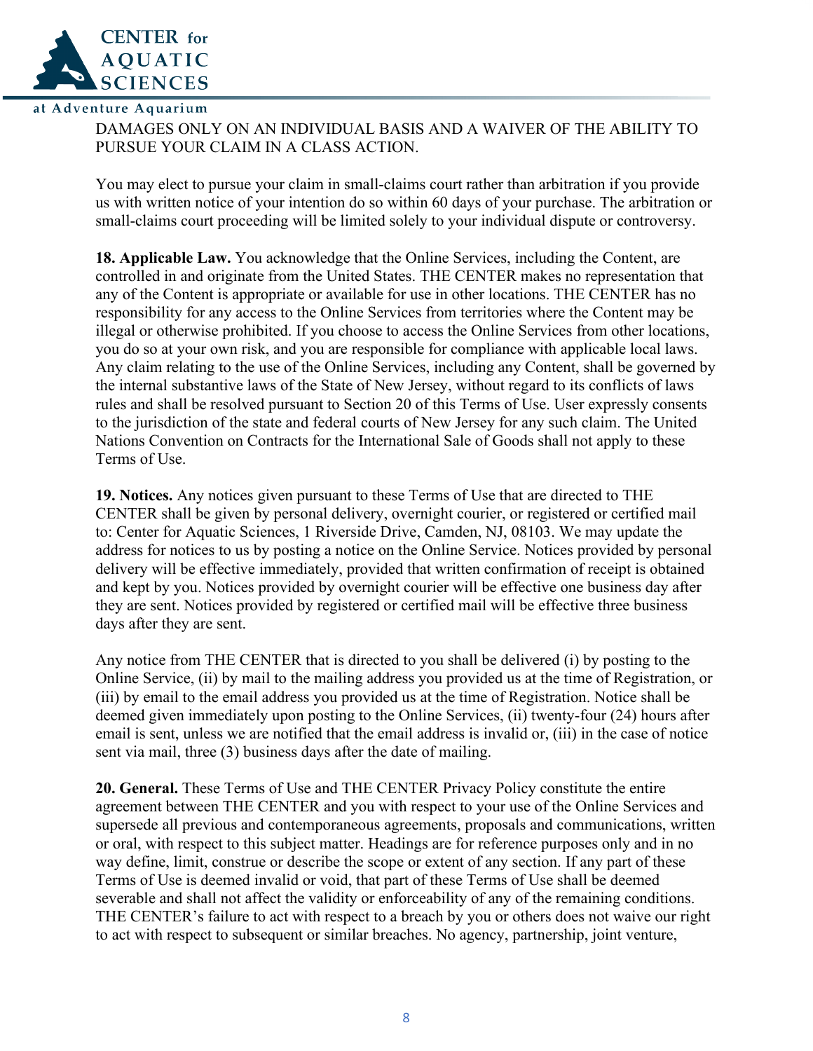DAMAGES ONLY ON AN INDIVIDUAL BASIS AND A WAIVER OF THE ABILITY TO PURSUE YOUR CLAIM IN A CLASS ACTION.

You may elect to pursue your claim in small-claims court rather than arbitration if you provide us with written notice of your intention do so within 60 days of your purchase. The arbitration or small-claims court proceeding will be limited solely to your individual dispute or controversy.

**18. Applicable Law.** You acknowledge that the Online Services, including the Content, are controlled in and originate from the United States. THE CENTER makes no representation that any of the Content is appropriate or available for use in other locations. THE CENTER has no responsibility for any access to the Online Services from territories where the Content may be illegal or otherwise prohibited. If you choose to access the Online Services from other locations, you do so at your own risk, and you are responsible for compliance with applicable local laws. Any claim relating to the use of the Online Services, including any Content, shall be governed by the internal substantive laws of the State of New Jersey, without regard to its conflicts of laws rules and shall be resolved pursuant to Section 20 of this Terms of Use. User expressly consents to the jurisdiction of the state and federal courts of New Jersey for any such claim. The United Nations Convention on Contracts for the International Sale of Goods shall not apply to these Terms of Use.

**19. Notices.** Any notices given pursuant to these Terms of Use that are directed to THE CENTER shall be given by personal delivery, overnight courier, or registered or certified mail to: Center for Aquatic Sciences, 1 Riverside Drive, Camden, NJ, 08103. We may update the address for notices to us by posting a notice on the Online Service. Notices provided by personal delivery will be effective immediately, provided that written confirmation of receipt is obtained and kept by you. Notices provided by overnight courier will be effective one business day after they are sent. Notices provided by registered or certified mail will be effective three business days after they are sent.

Any notice from THE CENTER that is directed to you shall be delivered (i) by posting to the Online Service, (ii) by mail to the mailing address you provided us at the time of Registration, or (iii) by email to the email address you provided us at the time of Registration. Notice shall be deemed given immediately upon posting to the Online Services, (ii) twenty-four (24) hours after email is sent, unless we are notified that the email address is invalid or, (iii) in the case of notice sent via mail, three (3) business days after the date of mailing.

**20. General.** These Terms of Use and THE CENTER Privacy Policy constitute the entire agreement between THE CENTER and you with respect to your use of the Online Services and supersede all previous and contemporaneous agreements, proposals and communications, written or oral, with respect to this subject matter. Headings are for reference purposes only and in no way define, limit, construe or describe the scope or extent of any section. If any part of these Terms of Use is deemed invalid or void, that part of these Terms of Use shall be deemed severable and shall not affect the validity or enforceability of any of the remaining conditions. THE CENTER's failure to act with respect to a breach by you or others does not waive our right to act with respect to subsequent or similar breaches. No agency, partnership, joint venture,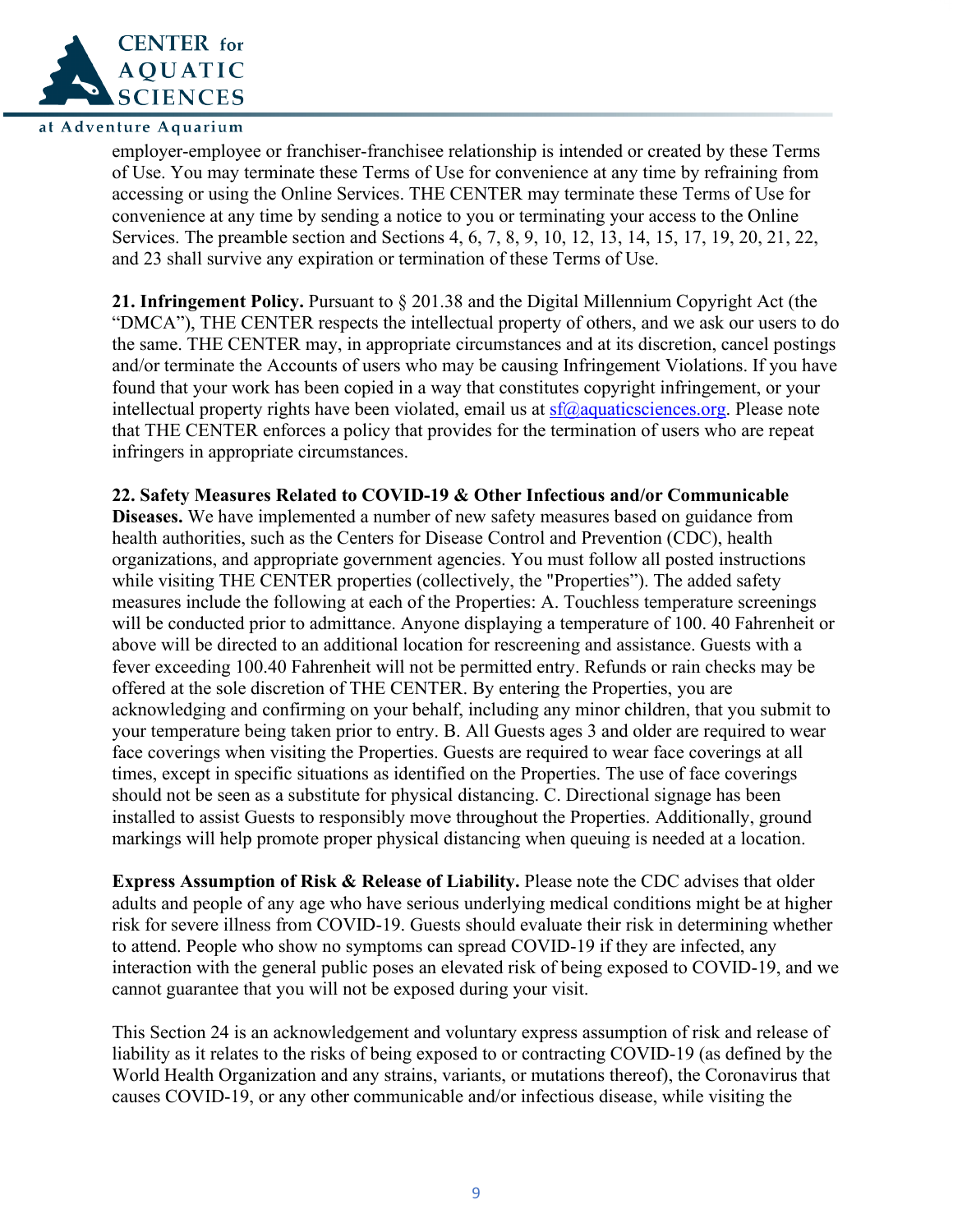employer-employee or franchiser-franchisee relationship is intended or created by these Terms of Use. You may terminate these Terms of Use for convenience at any time by refraining from accessing or using the Online Services. THE CENTER may terminate these Terms of Use for convenience at any time by sending a notice to you or terminating your access to the Online Services. The preamble section and Sections 4, 6, 7, 8, 9, 10, 12, 13, 14, 15, 17, 19, 20, 21, 22, and 23 shall survive any expiration or termination of these Terms of Use.

**21. Infringement Policy.** Pursuant to § 201.38 and the Digital Millennium Copyright Act (the "DMCA"), THE CENTER respects the intellectual property of others, and we ask our users to do the same. THE CENTER may, in appropriate circumstances and at its discretion, cancel postings and/or terminate the Accounts of users who may be causing Infringement Violations. If you have found that your work has been copied in a way that constitutes copyright infringement, or your intellectual property rights have been violated, email us at sf@aquaticsciences.org. Please note that THE CENTER enforces a policy that provides for the termination of users who are repeat infringers in appropriate circumstances.

**22. Safety Measures Related to COVID-19 & Other Infectious and/or Communicable Diseases.** We have implemented a number of new safety measures based on guidance from health authorities, such as the Centers for Disease Control and Prevention (CDC), health organizations, and appropriate government agencies. You must follow all posted instructions while visiting THE CENTER properties (collectively, the "Properties"). The added safety measures include the following at each of the Properties: A. Touchless temperature screenings will be conducted prior to admittance. Anyone displaying a temperature of 100. 40 Fahrenheit or above will be directed to an additional location for rescreening and assistance. Guests with a fever exceeding 100.40 Fahrenheit will not be permitted entry. Refunds or rain checks may be offered at the sole discretion of THE CENTER. By entering the Properties, you are acknowledging and confirming on your behalf, including any minor children, that you submit to your temperature being taken prior to entry. B. All Guests ages 3 and older are required to wear face coverings when visiting the Properties. Guests are required to wear face coverings at all times, except in specific situations as identified on the Properties. The use of face coverings should not be seen as a substitute for physical distancing. C. Directional signage has been installed to assist Guests to responsibly move throughout the Properties. Additionally, ground markings will help promote proper physical distancing when queuing is needed at a location.

**Express Assumption of Risk & Release of Liability.** Please note the CDC advises that older adults and people of any age who have serious underlying medical conditions might be at higher risk for severe illness from COVID-19. Guests should evaluate their risk in determining whether to attend. People who show no symptoms can spread COVID-19 if they are infected, any interaction with the general public poses an elevated risk of being exposed to COVID-19, and we cannot guarantee that you will not be exposed during your visit.

This Section 24 is an acknowledgement and voluntary express assumption of risk and release of liability as it relates to the risks of being exposed to or contracting COVID-19 (as defined by the World Health Organization and any strains, variants, or mutations thereof), the Coronavirus that causes COVID-19, or any other communicable and/or infectious disease, while visiting the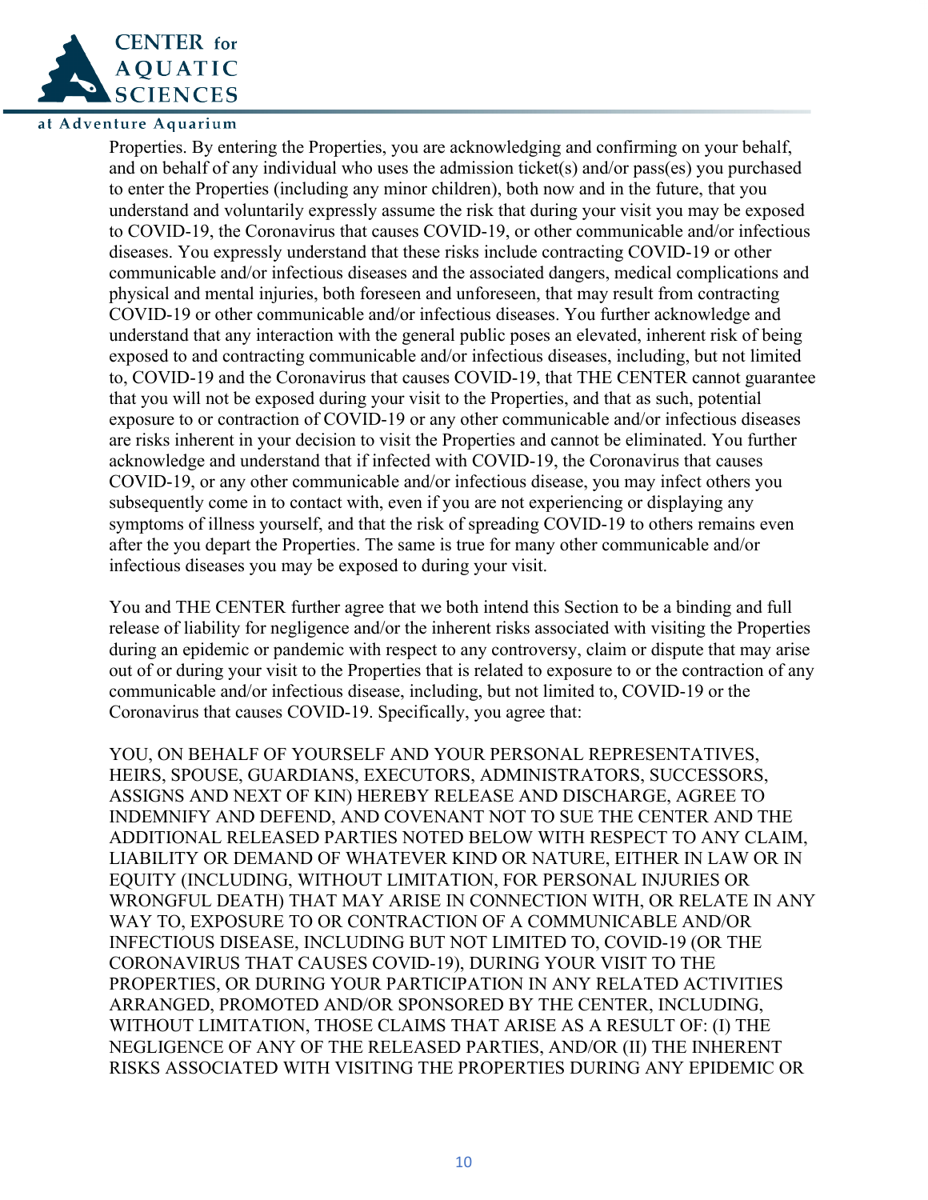Properties. By entering the Properties, you are acknowledging and confirming on your behalf, and on behalf of any individual who uses the admission ticket(s) and/or pass(es) you purchased to enter the Properties (including any minor children), both now and in the future, that you understand and voluntarily expressly assume the risk that during your visit you may be exposed to COVID-19, the Coronavirus that causes COVID-19, or other communicable and/or infectious diseases. You expressly understand that these risks include contracting COVID-19 or other communicable and/or infectious diseases and the associated dangers, medical complications and physical and mental injuries, both foreseen and unforeseen, that may result from contracting COVID-19 or other communicable and/or infectious diseases. You further acknowledge and understand that any interaction with the general public poses an elevated, inherent risk of being exposed to and contracting communicable and/or infectious diseases, including, but not limited to, COVID-19 and the Coronavirus that causes COVID-19, that THE CENTER cannot guarantee that you will not be exposed during your visit to the Properties, and that as such, potential exposure to or contraction of COVID-19 or any other communicable and/or infectious diseases are risks inherent in your decision to visit the Properties and cannot be eliminated. You further acknowledge and understand that if infected with COVID-19, the Coronavirus that causes COVID-19, or any other communicable and/or infectious disease, you may infect others you subsequently come in to contact with, even if you are not experiencing or displaying any symptoms of illness yourself, and that the risk of spreading COVID-19 to others remains even after the you depart the Properties. The same is true for many other communicable and/or infectious diseases you may be exposed to during your visit.

You and THE CENTER further agree that we both intend this Section to be a binding and full release of liability for negligence and/or the inherent risks associated with visiting the Properties during an epidemic or pandemic with respect to any controversy, claim or dispute that may arise out of or during your visit to the Properties that is related to exposure to or the contraction of any communicable and/or infectious disease, including, but not limited to, COVID-19 or the Coronavirus that causes COVID-19. Specifically, you agree that:

YOU, ON BEHALF OF YOURSELF AND YOUR PERSONAL REPRESENTATIVES, HEIRS, SPOUSE, GUARDIANS, EXECUTORS, ADMINISTRATORS, SUCCESSORS, ASSIGNS AND NEXT OF KIN) HEREBY RELEASE AND DISCHARGE, AGREE TO INDEMNIFY AND DEFEND, AND COVENANT NOT TO SUE THE CENTER AND THE ADDITIONAL RELEASED PARTIES NOTED BELOW WITH RESPECT TO ANY CLAIM, LIABILITY OR DEMAND OF WHATEVER KIND OR NATURE, EITHER IN LAW OR IN EQUITY (INCLUDING, WITHOUT LIMITATION, FOR PERSONAL INJURIES OR WRONGFUL DEATH) THAT MAY ARISE IN CONNECTION WITH, OR RELATE IN ANY WAY TO, EXPOSURE TO OR CONTRACTION OF A COMMUNICABLE AND/OR INFECTIOUS DISEASE, INCLUDING BUT NOT LIMITED TO, COVID-19 (OR THE CORONAVIRUS THAT CAUSES COVID-19), DURING YOUR VISIT TO THE PROPERTIES, OR DURING YOUR PARTICIPATION IN ANY RELATED ACTIVITIES ARRANGED, PROMOTED AND/OR SPONSORED BY THE CENTER, INCLUDING, WITHOUT LIMITATION, THOSE CLAIMS THAT ARISE AS A RESULT OF: (I) THE NEGLIGENCE OF ANY OF THE RELEASED PARTIES, AND/OR (II) THE INHERENT RISKS ASSOCIATED WITH VISITING THE PROPERTIES DURING ANY EPIDEMIC OR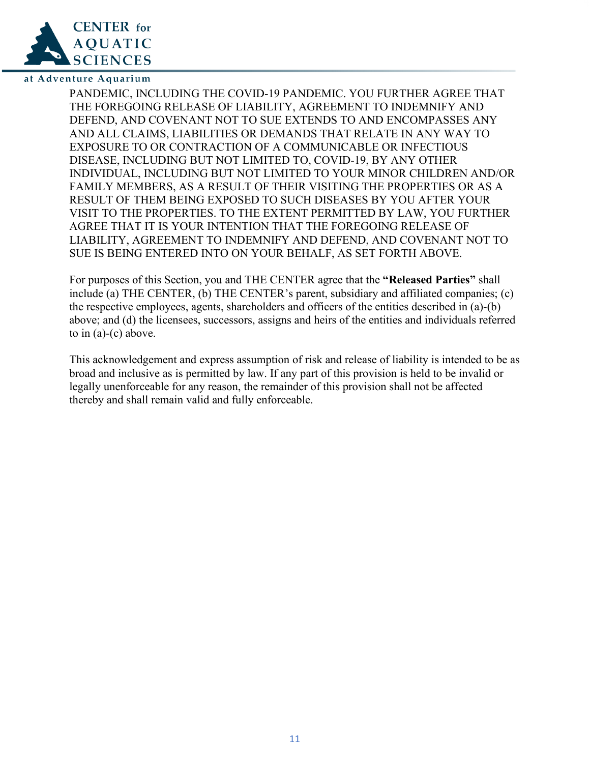PANDEMIC, INCLUDING THE COVID-19 PANDEMIC. YOU FURTHER AGREE THAT THE FOREGOING RELEASE OF LIABILITY, AGREEMENT TO INDEMNIFY AND DEFEND, AND COVENANT NOT TO SUE EXTENDS TO AND ENCOMPASSES ANY AND ALL CLAIMS, LIABILITIES OR DEMANDS THAT RELATE IN ANY WAY TO EXPOSURE TO OR CONTRACTION OF A COMMUNICABLE OR INFECTIOUS DISEASE, INCLUDING BUT NOT LIMITED TO, COVID-19, BY ANY OTHER INDIVIDUAL, INCLUDING BUT NOT LIMITED TO YOUR MINOR CHILDREN AND/OR FAMILY MEMBERS, AS A RESULT OF THEIR VISITING THE PROPERTIES OR AS A RESULT OF THEM BEING EXPOSED TO SUCH DISEASES BY YOU AFTER YOUR VISIT TO THE PROPERTIES. TO THE EXTENT PERMITTED BY LAW, YOU FURTHER AGREE THAT IT IS YOUR INTENTION THAT THE FOREGOING RELEASE OF LIABILITY, AGREEMENT TO INDEMNIFY AND DEFEND, AND COVENANT NOT TO SUE IS BEING ENTERED INTO ON YOUR BEHALF, AS SET FORTH ABOVE.

For purposes of this Section, you and THE CENTER agree that the **"Released Parties"** shall include (a) THE CENTER, (b) THE CENTER's parent, subsidiary and affiliated companies; (c) the respective employees, agents, shareholders and officers of the entities described in (a)-(b) above; and (d) the licensees, successors, assigns and heirs of the entities and individuals referred to in (a)-(c) above.

This acknowledgement and express assumption of risk and release of liability is intended to be as broad and inclusive as is permitted by law. If any part of this provision is held to be invalid or legally unenforceable for any reason, the remainder of this provision shall not be affected thereby and shall remain valid and fully enforceable.